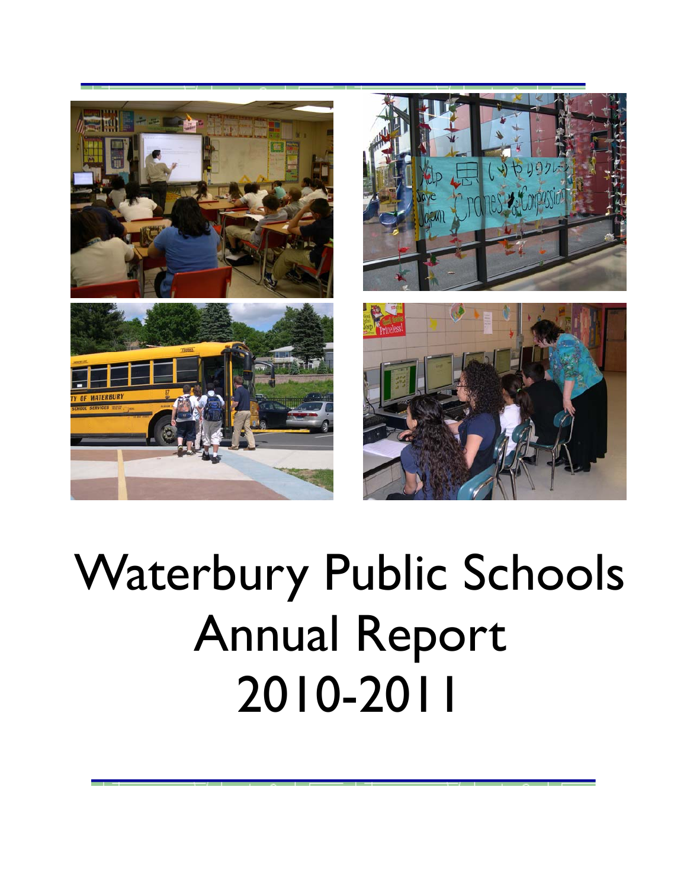# Waterbury Public Schools Annual Report 2010-2011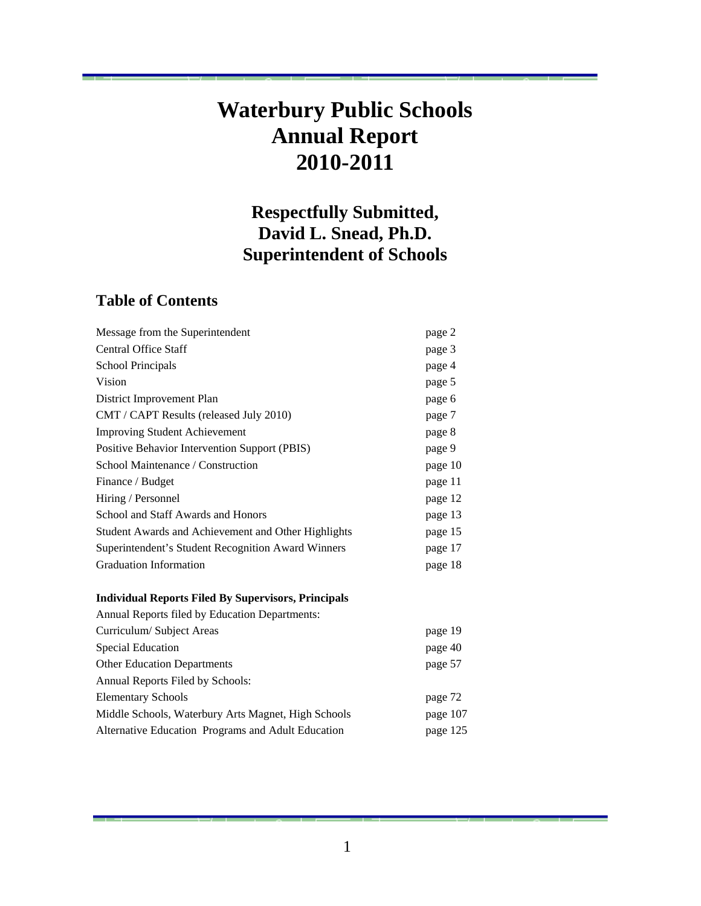# Waterbury Public Schools
# Annual Report
# 2010-2011

## Respectfully Submitted,
## David L. Snead, Ph.D.
## Superintendent of Schools

## Table of Contents

| | |
|---|---|
| Message from the Superintendent | page 2 |
| Central Office Staff | page 3 |
| School Principals | page 4 |
| Vision | page 5 |
| District Improvement Plan | page 6 |
| CMT / CAPT Results (released July 2010) | page 7 |
| Improving Student Achievement | page 8 |
| Positive Behavior Intervention Support (PBIS) | page 9 |
| School Maintenance / Construction | page 10 |
| Finance / Budget | page 11 |
| Hiring / Personnel | page 12 |
| School and Staff Awards and Honors | page 13 |
| Student Awards and Achievement and Other Highlights | page 15 |
| Superintendent's Student Recognition Award Winners | page 17 |
| Graduation Information | page 18 |

**Individual Reports Filed By Supervisors, Principals**

| | |
|---|---|
| Annual Reports filed by Education Departments: | |
| Curriculum/ Subject Areas | page 19 |
| Special Education | page 40 |
| Other Education Departments | page 57 |
| Annual Reports Filed by Schools: | |
| Elementary Schools | page 72 |
| Middle Schools, Waterbury Arts Magnet, High Schools | page 107 |
| Alternative Education Programs and Adult Education | page 125 |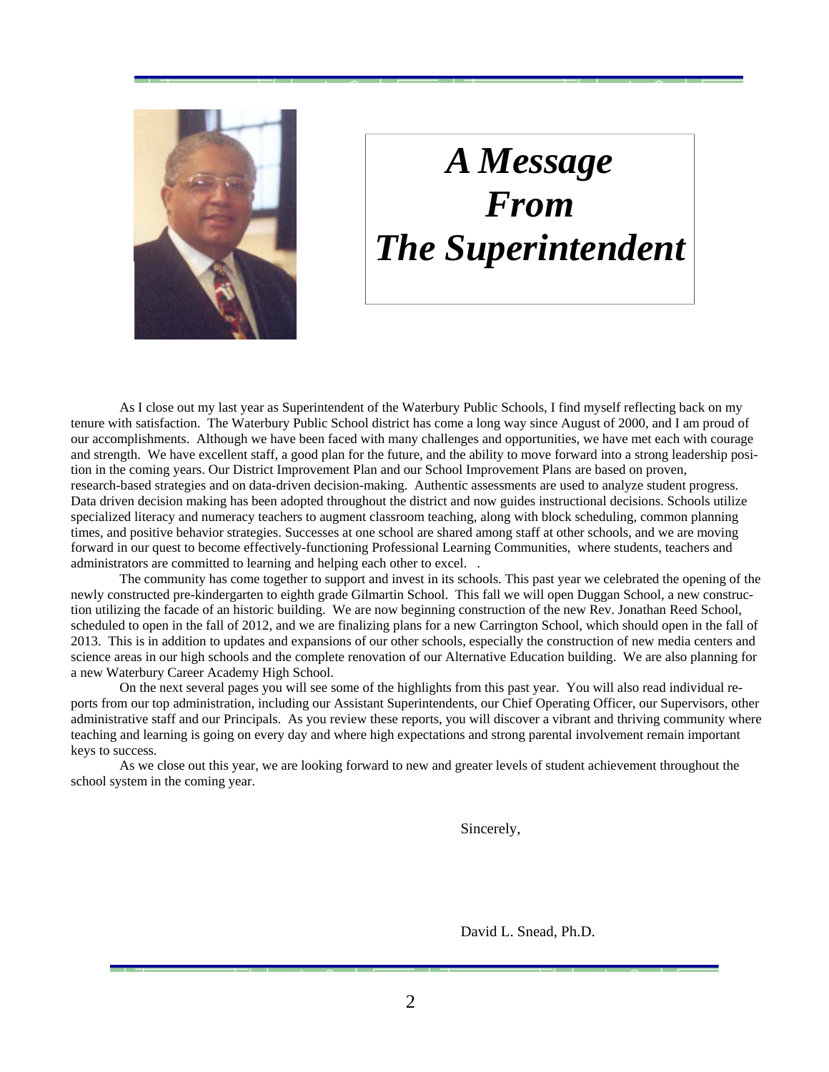# *A Message From The Superintendent*

As I close out my last year as Superintendent of the Waterbury Public Schools, I find myself reflecting back on my tenure with satisfaction. The Waterbury Public School district has come a long way since August of 2000, and I am proud of our accomplishments. Although we have been faced with many challenges and opportunities, we have met each with courage and strength. We have excellent staff, a good plan for the future, and the ability to move forward into a strong leadership position in the coming years. Our District Improvement Plan and our School Improvement Plans are based on proven, research-based strategies and on data-driven decision-making. Authentic assessments are used to analyze student progress. Data driven decision making has been adopted throughout the district and now guides instructional decisions. Schools utilize specialized literacy and numeracy teachers to augment classroom teaching, along with block scheduling, common planning times, and positive behavior strategies. Successes at one school are shared among staff at other schools, and we are moving forward in our quest to become effectively-functioning Professional Learning Communities, where students, teachers and administrators are committed to learning and helping each other to excel. .

The community has come together to support and invest in its schools. This past year we celebrated the opening of the newly constructed pre-kindergarten to eighth grade Gilmartin School. This fall we will open Duggan School, a new construction utilizing the facade of an historic building. We are now beginning construction of the new Rev. Jonathan Reed School, scheduled to open in the fall of 2012, and we are finalizing plans for a new Carrington School, which should open in the fall of 2013. This is in addition to updates and expansions of our other schools, especially the construction of new media centers and science areas in our high schools and the complete renovation of our Alternative Education building. We are also planning for a new Waterbury Career Academy High School.

On the next several pages you will see some of the highlights from this past year. You will also read individual reports from our top administration, including our Assistant Superintendents, our Chief Operating Officer, our Supervisors, other administrative staff and our Principals. As you review these reports, you will discover a vibrant and thriving community where teaching and learning is going on every day and where high expectations and strong parental involvement remain important keys to success.

As we close out this year, we are looking forward to new and greater levels of student achievement throughout the school system in the coming year.

Sincerely,

David L. Snead, Ph.D.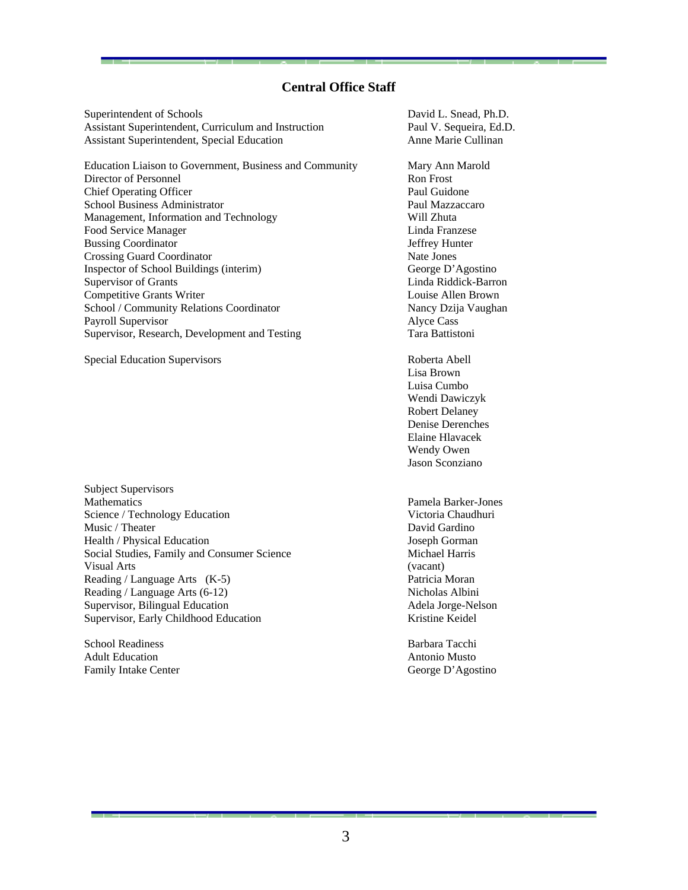## Central Office Staff

| | |
|---|---|
| Superintendent of Schools | David L. Snead, Ph.D. |
| Assistant Superintendent, Curriculum and Instruction | Paul V. Sequeira, Ed.D. |
| Assistant Superintendent, Special Education | Anne Marie Cullinan |
| | |
| Education Liaison to Government, Business and Community | Mary Ann Marold |
| Director of Personnel | Ron Frost |
| Chief Operating Officer | Paul Guidone |
| School Business Administrator | Paul Mazzaccaro |
| Management, Information and Technology | Will Zhuta |
| Food Service Manager | Linda Franzese |
| Bussing Coordinator | Jeffrey Hunter |
| Crossing Guard Coordinator | Nate Jones |
| Inspector of School Buildings (interim) | George D'Agostino |
| Supervisor of Grants | Linda Riddick-Barron |
| Competitive Grants Writer | Louise Allen Brown |
| School / Community Relations Coordinator | Nancy Dzija Vaughan |
| Payroll Supervisor | Alyce Cass |
| Supervisor, Research, Development and Testing | Tara Battistoni |
| | |
| Special Education Supervisors | Roberta Abell |
| | Lisa Brown |
| | Luisa Cumbo |
| | Wendi Dawiczyk |
| | Robert Delaney |
| | Denise Derenches |
| | Elaine Hlavacek |
| | Wendy Owen |
| | Jason Sconziano |
| | |
| Subject Supervisors | |
| Mathematics | Pamela Barker-Jones |
| Science / Technology Education | Victoria Chaudhuri |
| Music / Theater | David Gardino |
| Health / Physical Education | Joseph Gorman |
| Social Studies, Family and Consumer Science | Michael Harris |
| Visual Arts | (vacant) |
| Reading / Language Arts (K-5) | Patricia Moran |
| Reading / Language Arts (6-12) | Nicholas Albini |
| Supervisor, Bilingual Education | Adela Jorge-Nelson |
| Supervisor, Early Childhood Education | Kristine Keidel |
| | |
| School Readiness | Barbara Tacchi |
| Adult Education | Antonio Musto |
| Family Intake Center | George D'Agostino |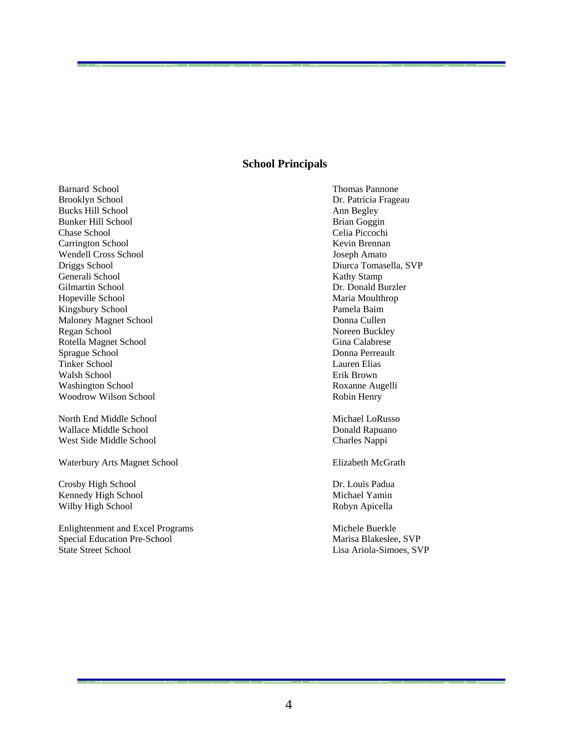## School Principals

| School | Principal |
|---|---|
| Barnard School | Thomas Pannone |
| Brooklyn School | Dr. Patricia Frageau |
| Bucks Hill School | Ann Begley |
| Bunker Hill School | Brian Goggin |
| Chase School | Celia Piccochi |
| Carrington School | Kevin Brennan |
| Wendell Cross School | Joseph Amato |
| Driggs School | Diurca Tomasella, SVP |
| Generali School | Kathy Stamp |
| Gilmartin School | Dr. Donald Burzler |
| Hopeville School | Maria Moulthrop |
| Kingsbury School | Pamela Baim |
| Maloney Magnet School | Donna Cullen |
| Regan School | Noreen Buckley |
| Rotella Magnet School | Gina Calabrese |
| Sprague School | Donna Perreault |
| Tinker School | Lauren Elias |
| Walsh School | Erik Brown |
| Washington School | Roxanne Augelli |
| Woodrow Wilson School | Robin Henry |
| | |
| North End Middle School | Michael LoRusso |
| Wallace Middle School | Donald Rapuano |
| West Side Middle School | Charles Nappi |
| | |
| Waterbury Arts Magnet School | Elizabeth McGrath |
| | |
| Crosby High School | Dr. Louis Padua |
| Kennedy High School | Michael Yamin |
| Wilby High School | Robyn Apicella |
| | |
| Enlightenment and Excel Programs | Michele Buerkle |
| Special Education Pre-School | Marisa Blakeslee, SVP |
| State Street School | Lisa Ariola-Simoes, SVP |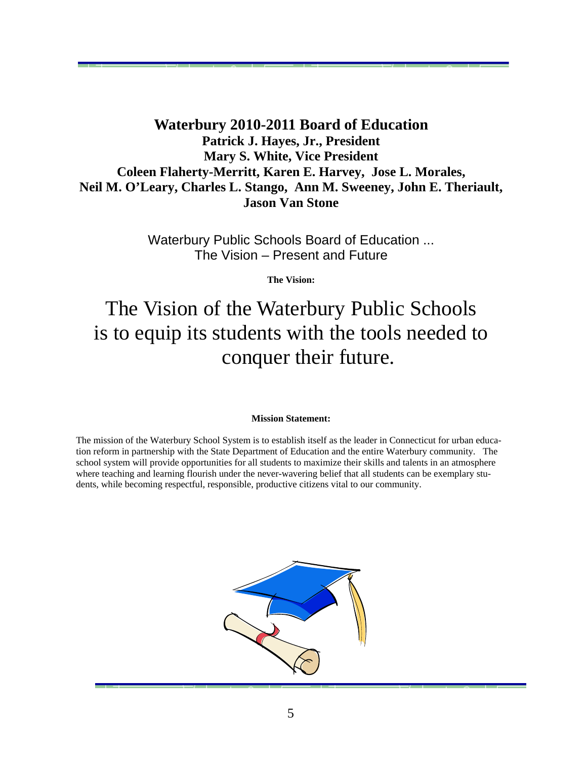# Waterbury 2010-2011 Board of Education

**Patrick J. Hayes, Jr., President**
**Mary S. White, Vice President**
**Coleen Flaherty-Merritt, Karen E. Harvey, Jose L. Morales,**
**Neil M. O'Leary, Charles L. Stango, Ann M. Sweeney, John E. Theriault,**
**Jason Van Stone**

Waterbury Public Schools Board of Education ...
The Vision – Present and Future

**The Vision:**

## The Vision of the Waterbury Public Schools is to equip its students with the tools needed to conquer their future.

**Mission Statement:**

The mission of the Waterbury School System is to establish itself as the leader in Connecticut for urban education reform in partnership with the State Department of Education and the entire Waterbury community. The school system will provide opportunities for all students to maximize their skills and talents in an atmosphere where teaching and learning flourish under the never-wavering belief that all students can be exemplary students, while becoming respectful, responsible, productive citizens vital to our community.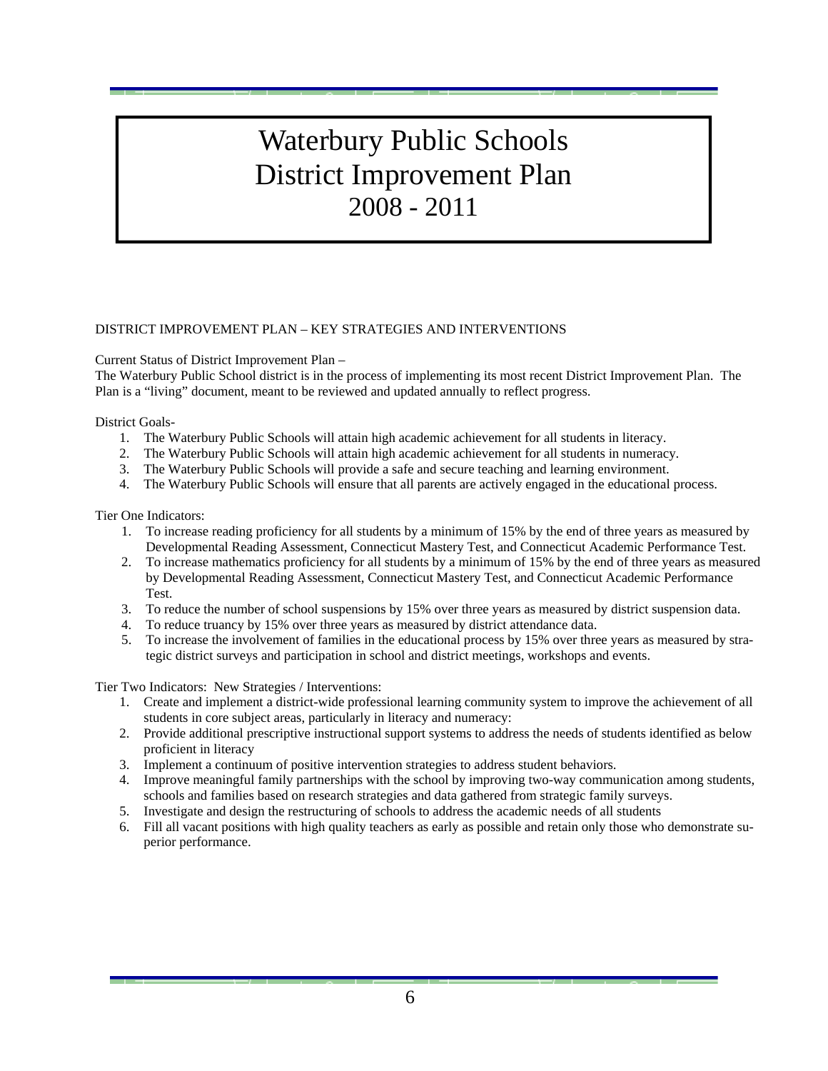# Waterbury Public Schools
# District Improvement Plan
# 2008 - 2011

DISTRICT IMPROVEMENT PLAN – KEY STRATEGIES AND INTERVENTIONS

Current Status of District Improvement Plan –

The Waterbury Public School district is in the process of implementing its most recent District Improvement Plan. The Plan is a "living" document, meant to be reviewed and updated annually to reflect progress.

District Goals-

1. The Waterbury Public Schools will attain high academic achievement for all students in literacy.
2. The Waterbury Public Schools will attain high academic achievement for all students in numeracy.
3. The Waterbury Public Schools will provide a safe and secure teaching and learning environment.
4. The Waterbury Public Schools will ensure that all parents are actively engaged in the educational process.

Tier One Indicators:

1. To increase reading proficiency for all students by a minimum of 15% by the end of three years as measured by Developmental Reading Assessment, Connecticut Mastery Test, and Connecticut Academic Performance Test.
2. To increase mathematics proficiency for all students by a minimum of 15% by the end of three years as measured by Developmental Reading Assessment, Connecticut Mastery Test, and Connecticut Academic Performance Test.
3. To reduce the number of school suspensions by 15% over three years as measured by district suspension data.
4. To reduce truancy by 15% over three years as measured by district attendance data.
5. To increase the involvement of families in the educational process by 15% over three years as measured by strategic district surveys and participation in school and district meetings, workshops and events.

Tier Two Indicators: New Strategies / Interventions:

1. Create and implement a district-wide professional learning community system to improve the achievement of all students in core subject areas, particularly in literacy and numeracy:
2. Provide additional prescriptive instructional support systems to address the needs of students identified as below proficient in literacy
3. Implement a continuum of positive intervention strategies to address student behaviors.
4. Improve meaningful family partnerships with the school by improving two-way communication among students, schools and families based on research strategies and data gathered from strategic family surveys.
5. Investigate and design the restructuring of schools to address the academic needs of all students
6. Fill all vacant positions with high quality teachers as early as possible and retain only those who demonstrate superior performance.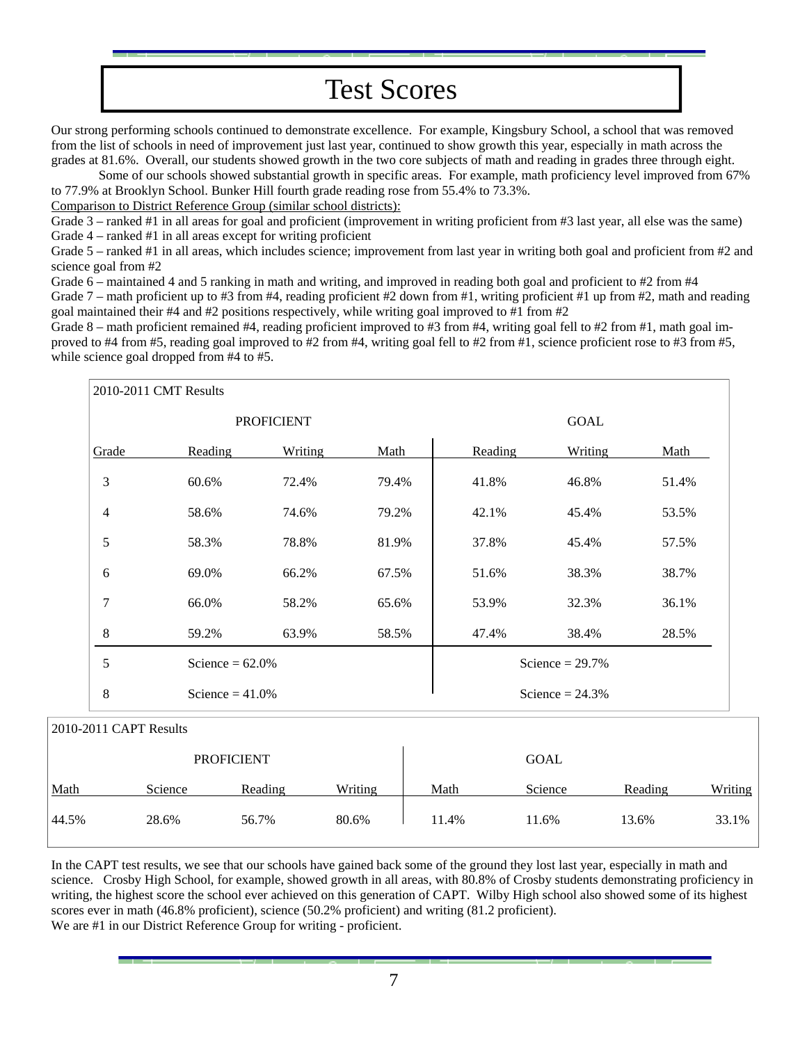# Test Scores

Our strong performing schools continued to demonstrate excellence. For example, Kingsbury School, a school that was removed from the list of schools in need of improvement just last year, continued to show growth this year, especially in math across the grades at 81.6%. Overall, our students showed growth in the two core subjects of math and reading in grades three through eight.

Some of our schools showed substantial growth in specific areas. For example, math proficiency level improved from 67% to 77.9% at Brooklyn School. Bunker Hill fourth grade reading rose from 55.4% to 73.3%.

Comparison to District Reference Group (similar school districts):

Grade 3 – ranked #1 in all areas for goal and proficient (improvement in writing proficient from #3 last year, all else was the same)
Grade 4 – ranked #1 in all areas except for writing proficient
Grade 5 – ranked #1 in all areas, which includes science; improvement from last year in writing both goal and proficient from #2 and science goal from #2
Grade 6 – maintained 4 and 5 ranking in math and writing, and improved in reading both goal and proficient to #2 from #4
Grade 7 – math proficient up to #3 from #4, reading proficient #2 down from #1, writing proficient #1 up from #2, math and reading goal maintained their #4 and #2 positions respectively, while writing goal improved to #1 from #2
Grade 8 – math proficient remained #4, reading proficient improved to #3 from #4, writing goal fell to #2 from #1, math goal improved to #4 from #5, reading goal improved to #2 from #4, writing goal fell to #2 from #1, science proficient rose to #3 from #5, while science goal dropped from #4 to #5.

2010-2011 CMT Results

| | PROFICIENT | | | GOAL | | |
|---|---|---|---|---|---|---|
| Grade | Reading | Writing | Math | Reading | Writing | Math |
| 3 | 60.6% | 72.4% | 79.4% | 41.8% | 46.8% | 51.4% |
| 4 | 58.6% | 74.6% | 79.2% | 42.1% | 45.4% | 53.5% |
| 5 | 58.3% | 78.8% | 81.9% | 37.8% | 45.4% | 57.5% |
| 6 | 69.0% | 66.2% | 67.5% | 51.6% | 38.3% | 38.7% |
| 7 | 66.0% | 58.2% | 65.6% | 53.9% | 32.3% | 36.1% |
| 8 | 59.2% | 63.9% | 58.5% | 47.4% | 38.4% | 28.5% |
| 5 | Science = 62.0% | | | | Science = 29.7% | |
| 8 | Science = 41.0% | | | | Science = 24.3% | |

2010-2011 CAPT Results

| PROFICIENT | | | | GOAL | | | |
|---|---|---|---|---|---|---|---|
| Math | Science | Reading | Writing | Math | Science | Reading | Writing |
| 44.5% | 28.6% | 56.7% | 80.6% | 11.4% | 11.6% | 13.6% | 33.1% |

In the CAPT test results, we see that our schools have gained back some of the ground they lost last year, especially in math and science. Crosby High School, for example, showed growth in all areas, with 80.8% of Crosby students demonstrating proficiency in writing, the highest score the school ever achieved on this generation of CAPT. Wilby High school also showed some of its highest scores ever in math (46.8% proficient), science (50.2% proficient) and writing (81.2 proficient).
We are #1 in our District Reference Group for writing - proficient.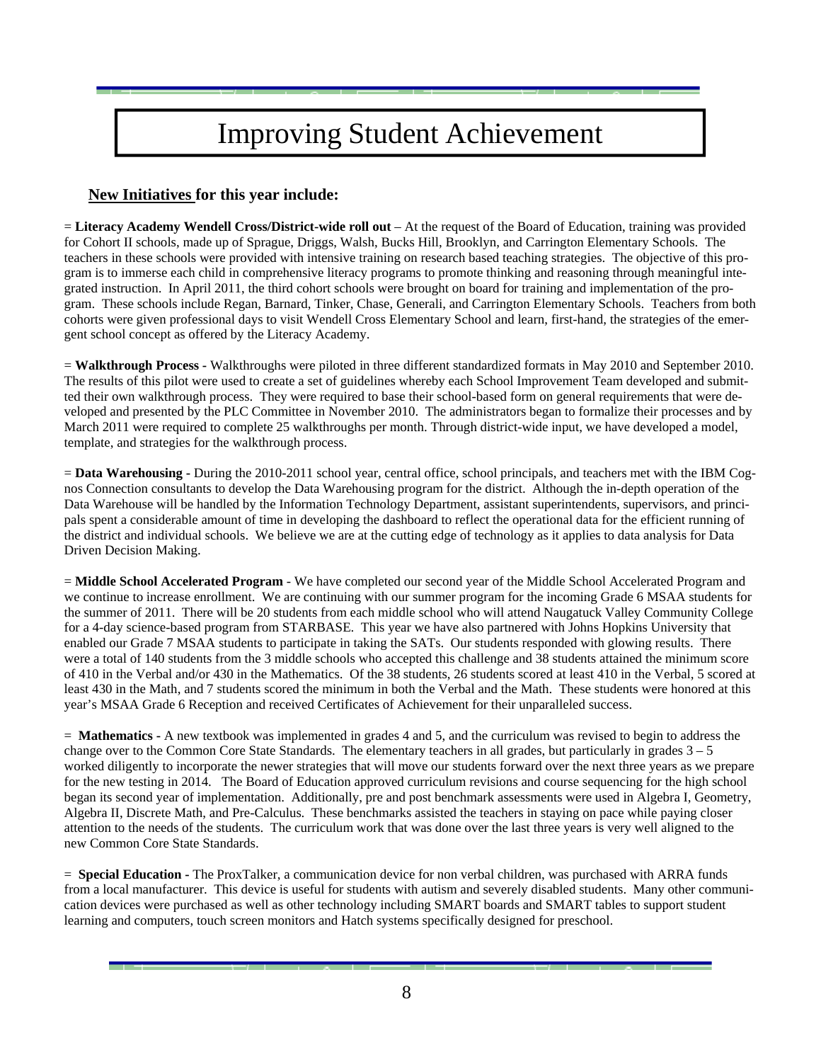# Improving Student Achievement

## New Initiatives for this year include:

= **Literacy Academy Wendell Cross/District-wide roll out** – At the request of the Board of Education, training was provided for Cohort II schools, made up of Sprague, Driggs, Walsh, Bucks Hill, Brooklyn, and Carrington Elementary Schools. The teachers in these schools were provided with intensive training on research based teaching strategies. The objective of this program is to immerse each child in comprehensive literacy programs to promote thinking and reasoning through meaningful integrated instruction. In April 2011, the third cohort schools were brought on board for training and implementation of the program. These schools include Regan, Barnard, Tinker, Chase, Generali, and Carrington Elementary Schools. Teachers from both cohorts were given professional days to visit Wendell Cross Elementary School and learn, first-hand, the strategies of the emergent school concept as offered by the Literacy Academy.

= **Walkthrough Process -** Walkthroughs were piloted in three different standardized formats in May 2010 and September 2010. The results of this pilot were used to create a set of guidelines whereby each School Improvement Team developed and submitted their own walkthrough process. They were required to base their school-based form on general requirements that were developed and presented by the PLC Committee in November 2010. The administrators began to formalize their processes and by March 2011 were required to complete 25 walkthroughs per month. Through district-wide input, we have developed a model, template, and strategies for the walkthrough process.

= **Data Warehousing -** During the 2010-2011 school year, central office, school principals, and teachers met with the IBM Cognos Connection consultants to develop the Data Warehousing program for the district. Although the in-depth operation of the Data Warehouse will be handled by the Information Technology Department, assistant superintendents, supervisors, and principals spent a considerable amount of time in developing the dashboard to reflect the operational data for the efficient running of the district and individual schools. We believe we are at the cutting edge of technology as it applies to data analysis for Data Driven Decision Making.

= **Middle School Accelerated Program** - We have completed our second year of the Middle School Accelerated Program and we continue to increase enrollment. We are continuing with our summer program for the incoming Grade 6 MSAA students for the summer of 2011. There will be 20 students from each middle school who will attend Naugatuck Valley Community College for a 4-day science-based program from STARBASE. This year we have also partnered with Johns Hopkins University that enabled our Grade 7 MSAA students to participate in taking the SATs. Our students responded with glowing results. There were a total of 140 students from the 3 middle schools who accepted this challenge and 38 students attained the minimum score of 410 in the Verbal and/or 430 in the Mathematics. Of the 38 students, 26 students scored at least 410 in the Verbal, 5 scored at least 430 in the Math, and 7 students scored the minimum in both the Verbal and the Math. These students were honored at this year's MSAA Grade 6 Reception and received Certificates of Achievement for their unparalleled success.

= **Mathematics -** A new textbook was implemented in grades 4 and 5, and the curriculum was revised to begin to address the change over to the Common Core State Standards. The elementary teachers in all grades, but particularly in grades 3 – 5 worked diligently to incorporate the newer strategies that will move our students forward over the next three years as we prepare for the new testing in 2014. The Board of Education approved curriculum revisions and course sequencing for the high school began its second year of implementation. Additionally, pre and post benchmark assessments were used in Algebra I, Geometry, Algebra II, Discrete Math, and Pre-Calculus. These benchmarks assisted the teachers in staying on pace while paying closer attention to the needs of the students. The curriculum work that was done over the last three years is very well aligned to the new Common Core State Standards.

= **Special Education -** The ProxTalker, a communication device for non verbal children, was purchased with ARRA funds from a local manufacturer. This device is useful for students with autism and severely disabled students. Many other communication devices were purchased as well as other technology including SMART boards and SMART tables to support student learning and computers, touch screen monitors and Hatch systems specifically designed for preschool.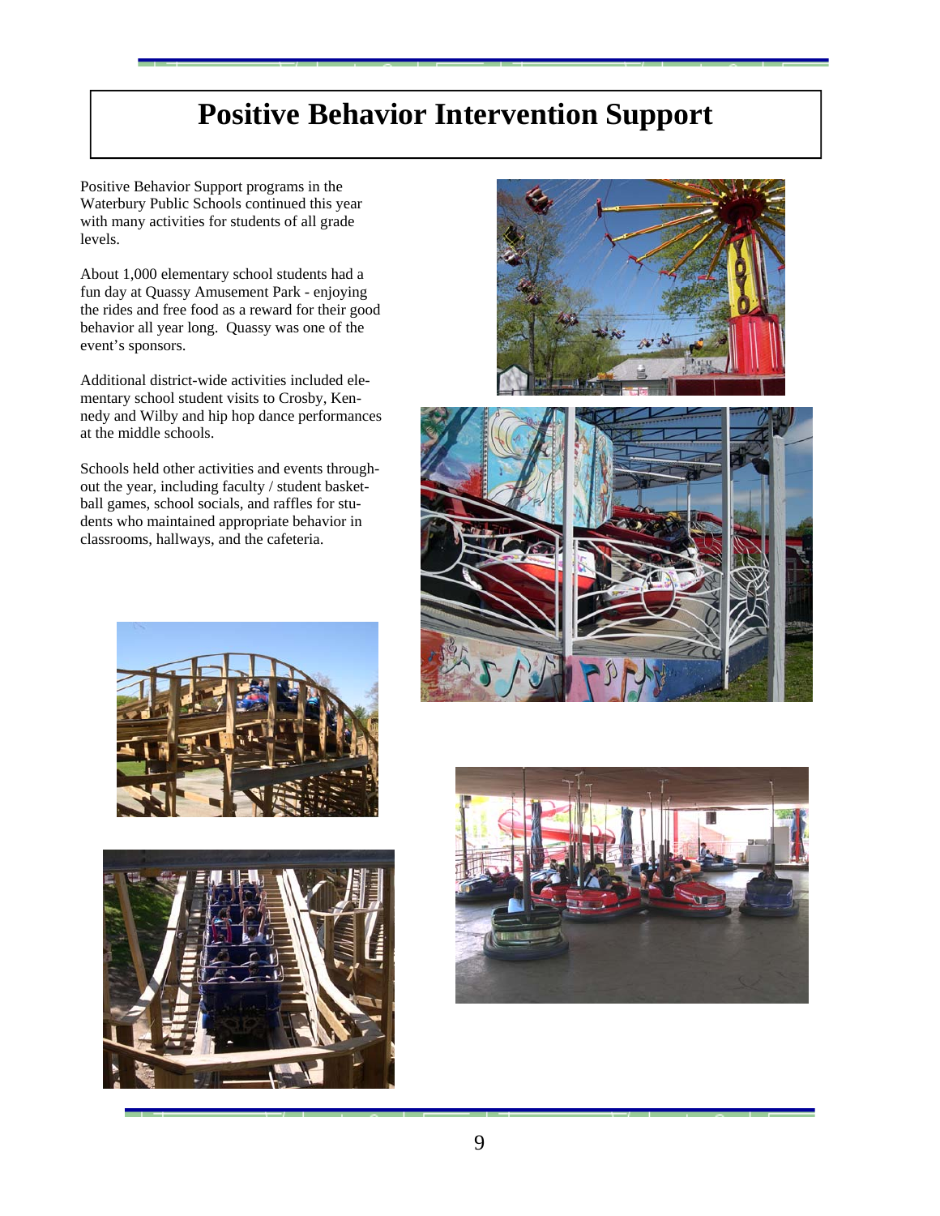# Positive Behavior Intervention Support

Positive Behavior Support programs in the Waterbury Public Schools continued this year with many activities for students of all grade levels.

About 1,000 elementary school students had a fun day at Quassy Amusement Park - enjoying the rides and free food as a reward for their good behavior all year long. Quassy was one of the event's sponsors.

Additional district-wide activities included elementary school student visits to Crosby, Kennedy and Wilby and hip hop dance performances at the middle schools.

Schools held other activities and events throughout the year, including faculty / student basketball games, school socials, and raffles for students who maintained appropriate behavior in classrooms, hallways, and the cafeteria.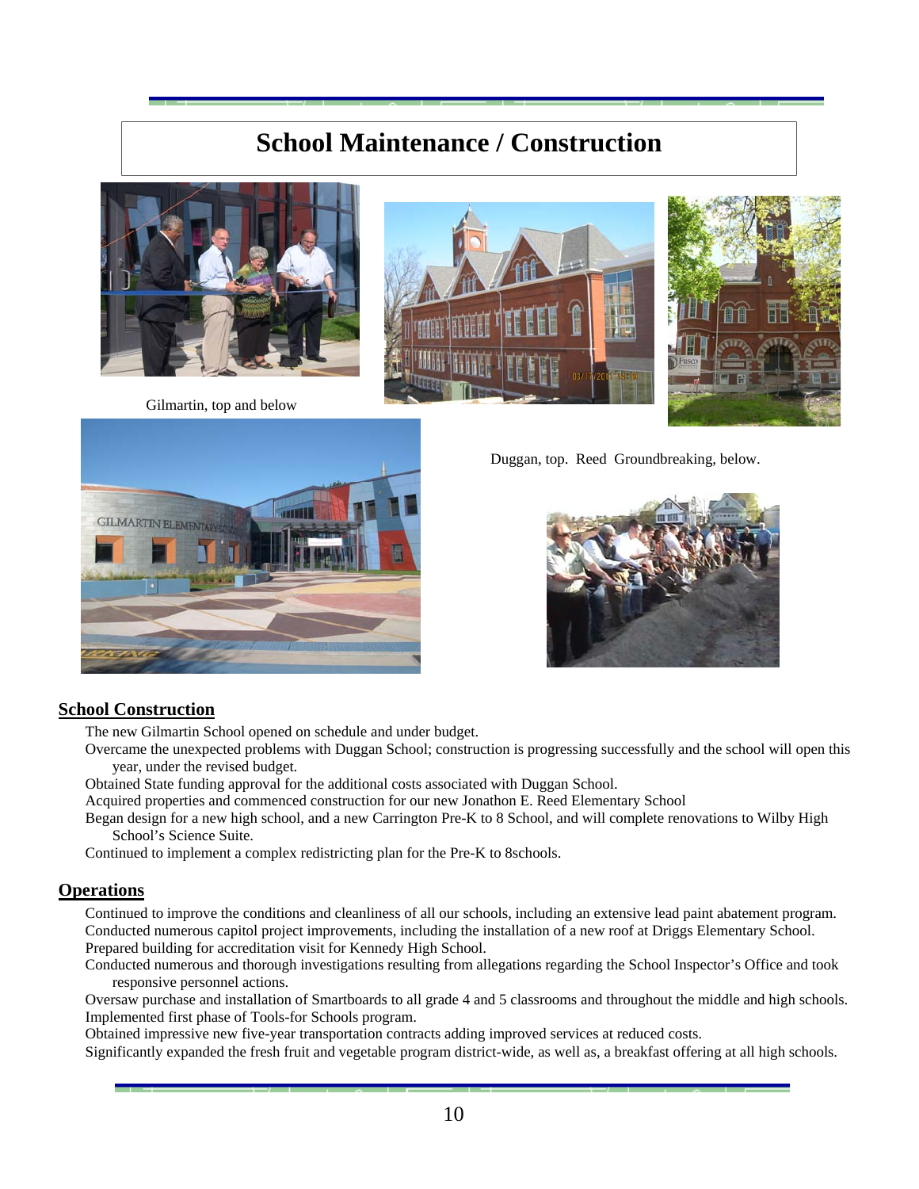# School Maintenance / Construction

Gilmartin, top and below

Duggan, top. Reed Groundbreaking, below.

## School Construction

The new Gilmartin School opened on schedule and under budget.

Overcame the unexpected problems with Duggan School; construction is progressing successfully and the school will open this year, under the revised budget.

Obtained State funding approval for the additional costs associated with Duggan School.

Acquired properties and commenced construction for our new Jonathon E. Reed Elementary School

Began design for a new high school, and a new Carrington Pre-K to 8 School, and will complete renovations to Wilby High School's Science Suite.

Continued to implement a complex redistricting plan for the Pre-K to 8schools.

## Operations

Continued to improve the conditions and cleanliness of all our schools, including an extensive lead paint abatement program.

Conducted numerous capitol project improvements, including the installation of a new roof at Driggs Elementary School.

Prepared building for accreditation visit for Kennedy High School.

Conducted numerous and thorough investigations resulting from allegations regarding the School Inspector's Office and took responsive personnel actions.

Oversaw purchase and installation of Smartboards to all grade 4 and 5 classrooms and throughout the middle and high schools.

Implemented first phase of Tools-for Schools program.

Obtained impressive new five-year transportation contracts adding improved services at reduced costs.

Significantly expanded the fresh fruit and vegetable program district-wide, as well as, a breakfast offering at all high schools.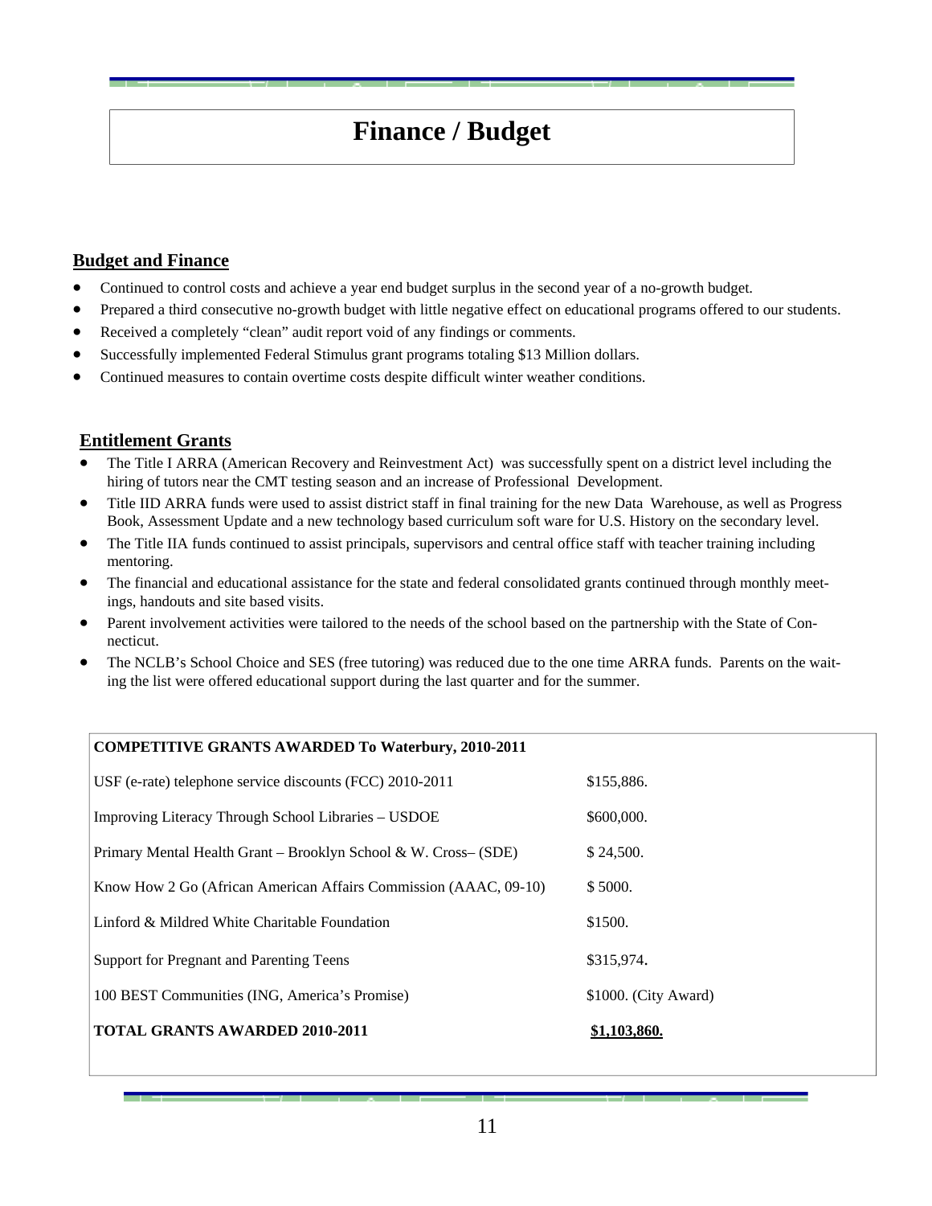# Finance / Budget

## Budget and Finance

- Continued to control costs and achieve a year end budget surplus in the second year of a no-growth budget.
- Prepared a third consecutive no-growth budget with little negative effect on educational programs offered to our students.
- Received a completely "clean" audit report void of any findings or comments.
- Successfully implemented Federal Stimulus grant programs totaling $13 Million dollars.
- Continued measures to contain overtime costs despite difficult winter weather conditions.

## Entitlement Grants

- The Title I ARRA (American Recovery and Reinvestment Act) was successfully spent on a district level including the hiring of tutors near the CMT testing season and an increase of Professional Development.
- Title IID ARRA funds were used to assist district staff in final training for the new Data Warehouse, as well as Progress Book, Assessment Update and a new technology based curriculum soft ware for U.S. History on the secondary level.
- The Title IIA funds continued to assist principals, supervisors and central office staff with teacher training including mentoring.
- The financial and educational assistance for the state and federal consolidated grants continued through monthly meetings, handouts and site based visits.
- Parent involvement activities were tailored to the needs of the school based on the partnership with the State of Connecticut.
- The NCLB's School Choice and SES (free tutoring) was reduced due to the one time ARRA funds. Parents on the waiting the list were offered educational support during the last quarter and for the summer.

| **COMPETITIVE GRANTS AWARDED To Waterbury, 2010-2011** | |
|---|---|
| USF (e-rate) telephone service discounts (FCC) 2010-2011 | $155,886. |
| Improving Literacy Through School Libraries – USDOE | $600,000. |
| Primary Mental Health Grant – Brooklyn School & W. Cross– (SDE) | $ 24,500. |
| Know How 2 Go (African American Affairs Commission (AAAC, 09-10) | $ 5000. |
| Linford & Mildred White Charitable Foundation | $1500. |
| Support for Pregnant and Parenting Teens | $315,974. |
| 100 BEST Communities (ING, America's Promise) | $1000. (City Award) |
| **TOTAL GRANTS AWARDED 2010-2011** | **$1,103,860.** |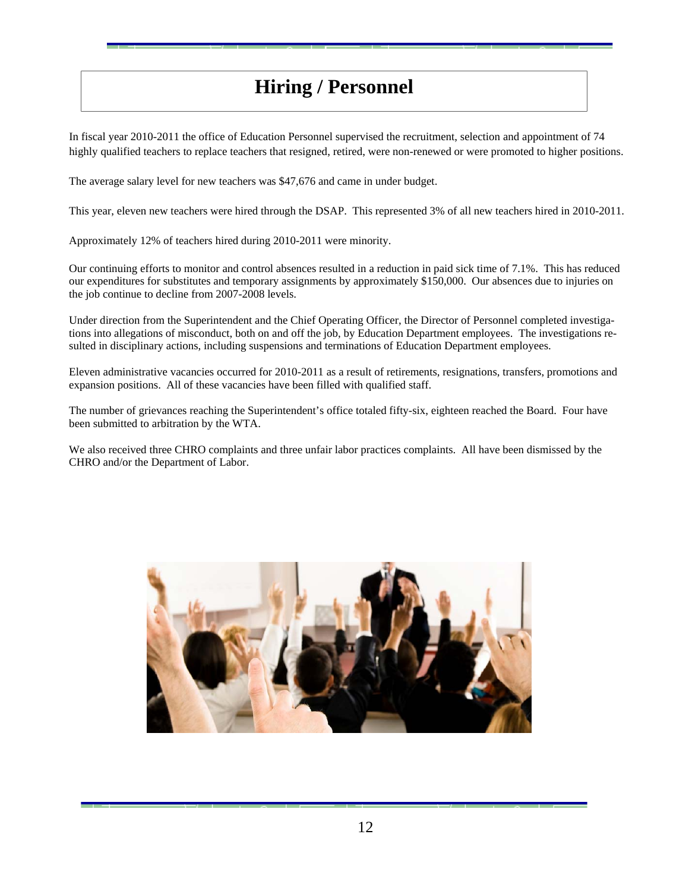# Hiring / Personnel

In fiscal year 2010-2011 the office of Education Personnel supervised the recruitment, selection and appointment of 74 highly qualified teachers to replace teachers that resigned, retired, were non-renewed or were promoted to higher positions.

The average salary level for new teachers was $47,676 and came in under budget.

This year, eleven new teachers were hired through the DSAP. This represented 3% of all new teachers hired in 2010-2011.

Approximately 12% of teachers hired during 2010-2011 were minority.

Our continuing efforts to monitor and control absences resulted in a reduction in paid sick time of 7.1%. This has reduced our expenditures for substitutes and temporary assignments by approximately $150,000. Our absences due to injuries on the job continue to decline from 2007-2008 levels.

Under direction from the Superintendent and the Chief Operating Officer, the Director of Personnel completed investigations into allegations of misconduct, both on and off the job, by Education Department employees. The investigations resulted in disciplinary actions, including suspensions and terminations of Education Department employees.

Eleven administrative vacancies occurred for 2010-2011 as a result of retirements, resignations, transfers, promotions and expansion positions. All of these vacancies have been filled with qualified staff.

The number of grievances reaching the Superintendent's office totaled fifty-six, eighteen reached the Board. Four have been submitted to arbitration by the WTA.

We also received three CHRO complaints and three unfair labor practices complaints. All have been dismissed by the CHRO and/or the Department of Labor.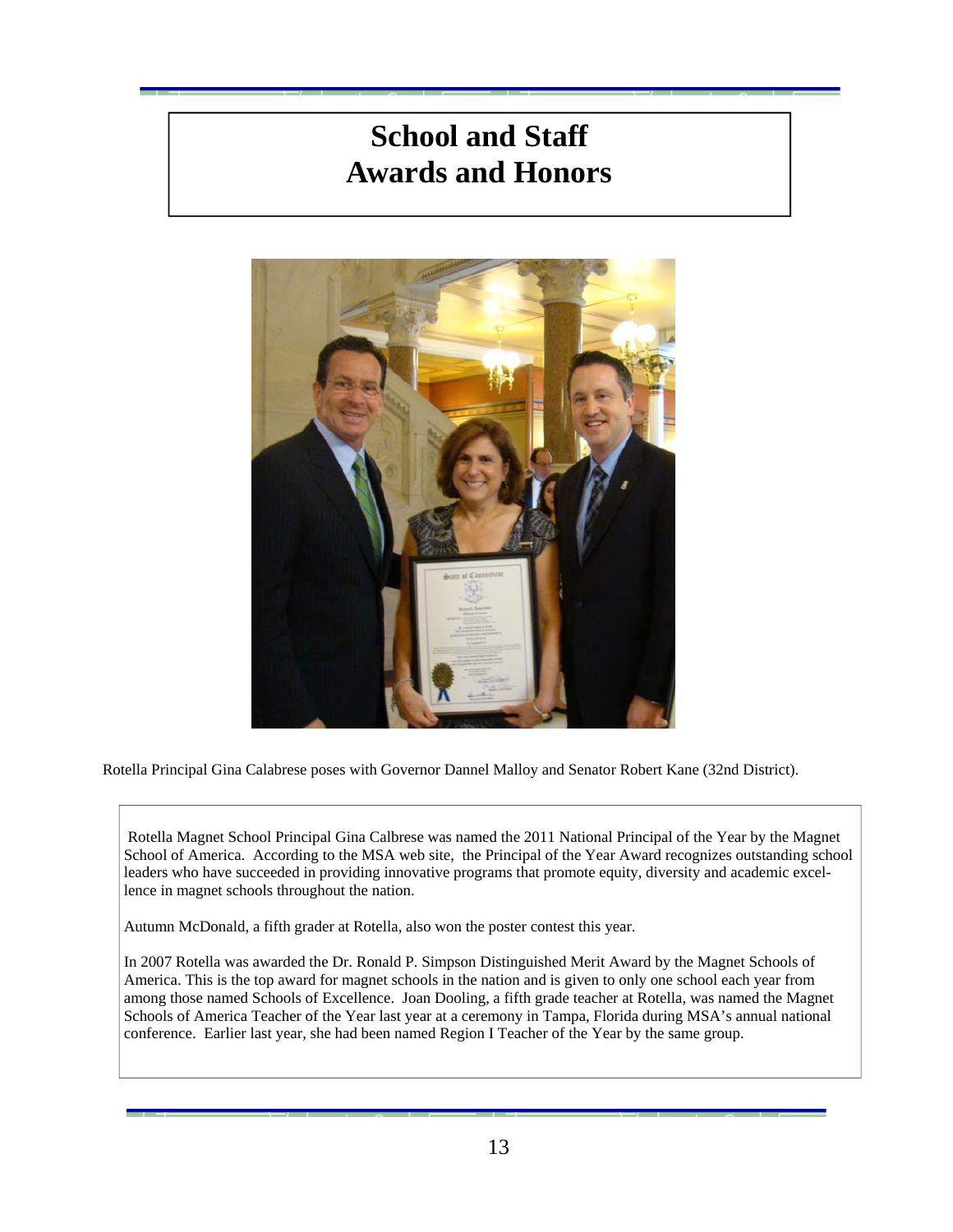# School and Staff Awards and Honors

Rotella Principal Gina Calabrese poses with Governor Dannel Malloy and Senator Robert Kane (32nd District).

Rotella Magnet School Principal Gina Calbrese was named the 2011 National Principal of the Year by the Magnet School of America. According to the MSA web site, the Principal of the Year Award recognizes outstanding school leaders who have succeeded in providing innovative programs that promote equity, diversity and academic excellence in magnet schools throughout the nation.

Autumn McDonald, a fifth grader at Rotella, also won the poster contest this year.

In 2007 Rotella was awarded the Dr. Ronald P. Simpson Distinguished Merit Award by the Magnet Schools of America. This is the top award for magnet schools in the nation and is given to only one school each year from among those named Schools of Excellence. Joan Dooling, a fifth grade teacher at Rotella, was named the Magnet Schools of America Teacher of the Year last year at a ceremony in Tampa, Florida during MSA's annual national conference. Earlier last year, she had been named Region I Teacher of the Year by the same group.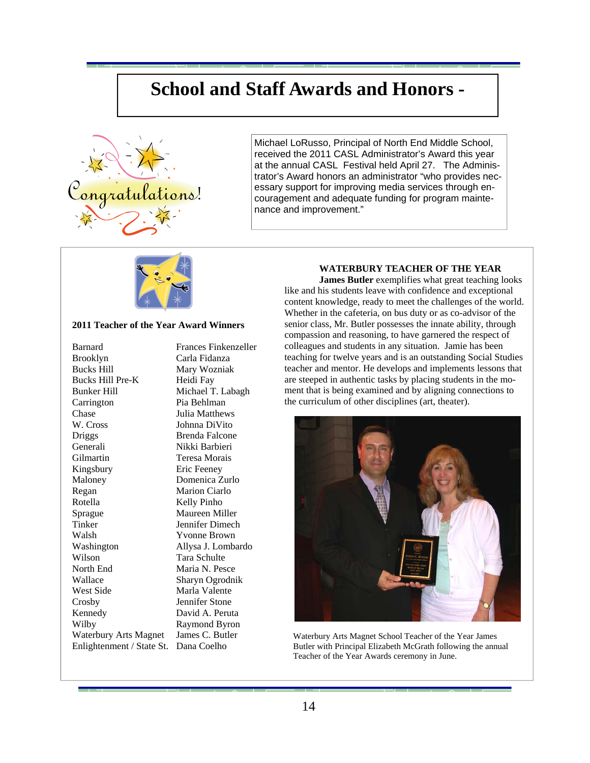# School and Staff Awards and Honors -

Michael LoRusso, Principal of North End Middle School, received the 2011 CASL Administrator's Award this year at the annual CASL Festival held April 27. The Administrator's Award honors an administrator "who provides necessary support for improving media services through encouragement and adequate funding for program maintenance and improvement."

**2011 Teacher of the Year Award Winners**

| School | Teacher |
|---|---|
| Barnard | Frances Finkenzeller |
| Brooklyn | Carla Fidanza |
| Bucks Hill | Mary Wozniak |
| Bucks Hill Pre-K | Heidi Fay |
| Bunker Hill | Michael T. Labagh |
| Carrington | Pia Behlman |
| Chase | Julia Matthews |
| W. Cross | Johnna DiVito |
| Driggs | Brenda Falcone |
| Generali | Nikki Barbieri |
| Gilmartin | Teresa Morais |
| Kingsbury | Eric Feeney |
| Maloney | Domenica Zurlo |
| Regan | Marion Ciarlo |
| Rotella | Kelly Pinho |
| Sprague | Maureen Miller |
| Tinker | Jennifer Dimech |
| Walsh | Yvonne Brown |
| Washington | Allysa J. Lombardo |
| Wilson | Tara Schulte |
| North End | Maria N. Pesce |
| Wallace | Sharyn Ogrodnik |
| West Side | Marla Valente |
| Crosby | Jennifer Stone |
| Kennedy | David A. Peruta |
| Wilby | Raymond Byron |
| Waterbury Arts Magnet | James C. Butler |
| Enlightenment / State St. | Dana Coelho |

**WATERBURY TEACHER OF THE YEAR**

**James Butler** exemplifies what great teaching looks like and his students leave with confidence and exceptional content knowledge, ready to meet the challenges of the world. Whether in the cafeteria, on bus duty or as co-advisor of the senior class, Mr. Butler possesses the innate ability, through compassion and reasoning, to have garnered the respect of colleagues and students in any situation. Jamie has been teaching for twelve years and is an outstanding Social Studies teacher and mentor. He develops and implements lessons that are steeped in authentic tasks by placing students in the moment that is being examined and by aligning connections to the curriculum of other disciplines (art, theater).

Waterbury Arts Magnet School Teacher of the Year James Butler with Principal Elizabeth McGrath following the annual Teacher of the Year Awards ceremony in June.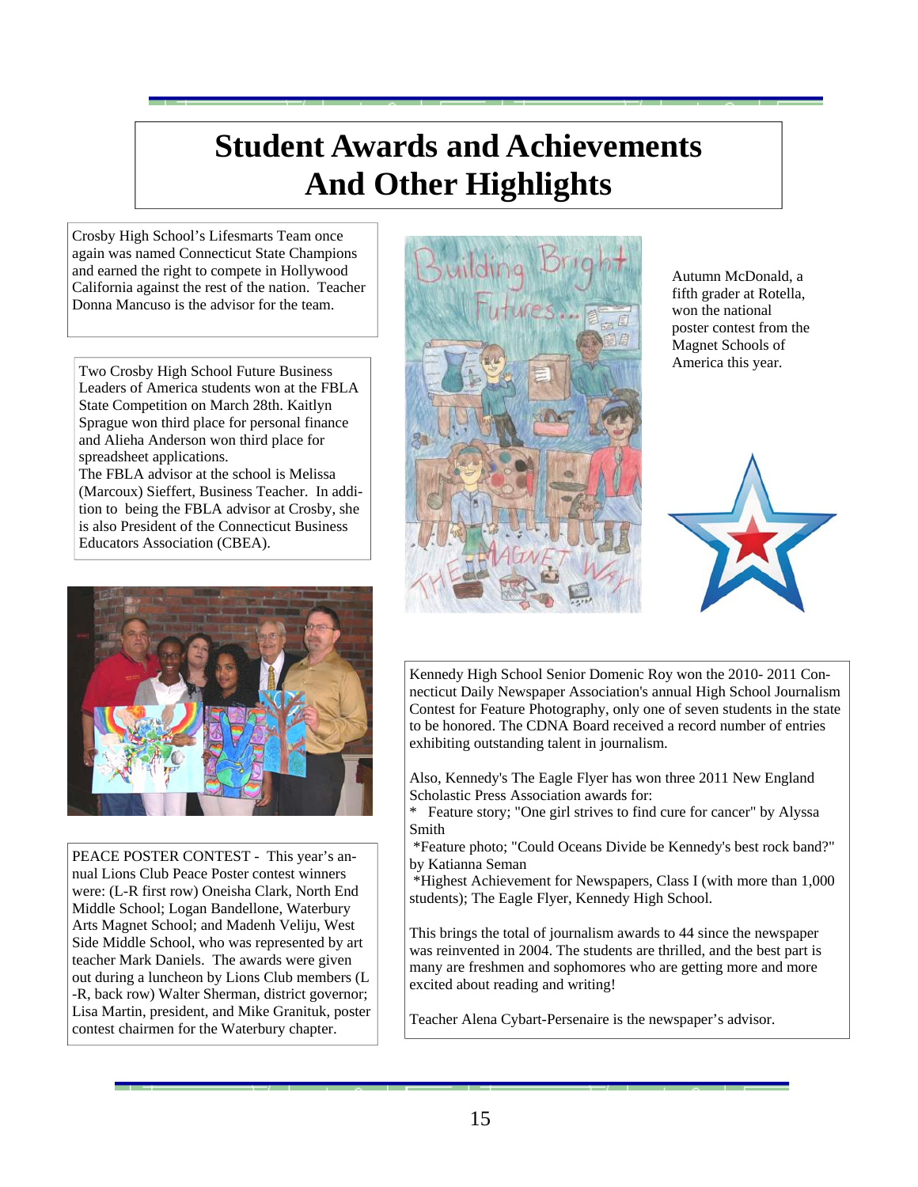# Student Awards and Achievements And Other Highlights

Crosby High School's Lifesmarts Team once again was named Connecticut State Champions and earned the right to compete in Hollywood California against the rest of the nation. Teacher Donna Mancuso is the advisor for the team.

Two Crosby High School Future Business Leaders of America students won at the FBLA State Competition on March 28th. Kaitlyn Sprague won third place for personal finance and Alieha Anderson won third place for spreadsheet applications.
The FBLA advisor at the school is Melissa (Marcoux) Sieffert, Business Teacher. In addition to being the FBLA advisor at Crosby, she is also President of the Connecticut Business Educators Association (CBEA).

Autumn McDonald, a fifth grader at Rotella, won the national poster contest from the Magnet Schools of America this year.

PEACE POSTER CONTEST - This year's annual Lions Club Peace Poster contest winners were: (L-R first row) Oneisha Clark, North End Middle School; Logan Bandellone, Waterbury Arts Magnet School; and Madenh Veliju, West Side Middle School, who was represented by art teacher Mark Daniels. The awards were given out during a luncheon by Lions Club members (L-R, back row) Walter Sherman, district governor; Lisa Martin, president, and Mike Granituk, poster contest chairmen for the Waterbury chapter.

Kennedy High School Senior Domenic Roy won the 2010- 2011 Connecticut Daily Newspaper Association's annual High School Journalism Contest for Feature Photography, only one of seven students in the state to be honored. The CDNA Board received a record number of entries exhibiting outstanding talent in journalism.

Also, Kennedy's The Eagle Flyer has won three 2011 New England Scholastic Press Association awards for:

* Feature story; "One girl strives to find cure for cancer" by Alyssa Smith
* Feature photo; "Could Oceans Divide be Kennedy's best rock band?" by Katianna Seman
* Highest Achievement for Newspapers, Class I (with more than 1,000 students); The Eagle Flyer, Kennedy High School.

This brings the total of journalism awards to 44 since the newspaper was reinvented in 2004. The students are thrilled, and the best part is many are freshmen and sophomores who are getting more and more excited about reading and writing!

Teacher Alena Cybart-Persenaire is the newspaper's advisor.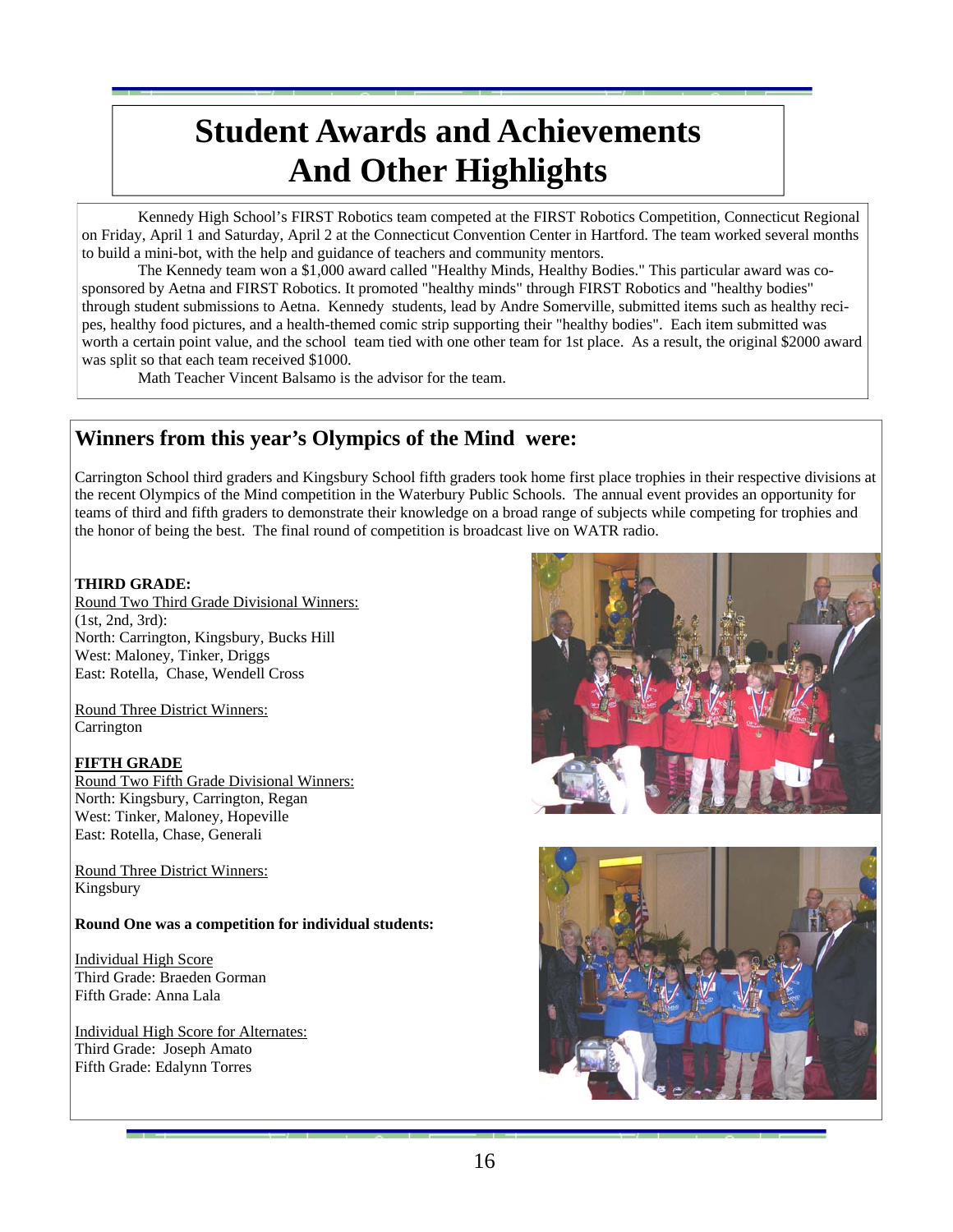# Student Awards and Achievements And Other Highlights

Kennedy High School's FIRST Robotics team competed at the FIRST Robotics Competition, Connecticut Regional on Friday, April 1 and Saturday, April 2 at the Connecticut Convention Center in Hartford. The team worked several months to build a mini-bot, with the help and guidance of teachers and community mentors.

The Kennedy team won a $1,000 award called "Healthy Minds, Healthy Bodies." This particular award was co-sponsored by Aetna and FIRST Robotics. It promoted "healthy minds" through FIRST Robotics and "healthy bodies" through student submissions to Aetna. Kennedy students, lead by Andre Somerville, submitted items such as healthy recipes, healthy food pictures, and a health-themed comic strip supporting their "healthy bodies". Each item submitted was worth a certain point value, and the school team tied with one other team for 1st place. As a result, the original $2000 award was split so that each team received $1000.

Math Teacher Vincent Balsamo is the advisor for the team.

## Winners from this year's Olympics of the Mind were:

Carrington School third graders and Kingsbury School fifth graders took home first place trophies in their respective divisions at the recent Olympics of the Mind competition in the Waterbury Public Schools. The annual event provides an opportunity for teams of third and fifth graders to demonstrate their knowledge on a broad range of subjects while competing for trophies and the honor of being the best. The final round of competition is broadcast live on WATR radio.

**THIRD GRADE:**

Round Two Third Grade Divisional Winners:
(1st, 2nd, 3rd):
North: Carrington, Kingsbury, Bucks Hill
West: Maloney, Tinker, Driggs
East: Rotella, Chase, Wendell Cross

Round Three District Winners:
Carrington

**FIFTH GRADE**

Round Two Fifth Grade Divisional Winners:
North: Kingsbury, Carrington, Regan
West: Tinker, Maloney, Hopeville
East: Rotella, Chase, Generali

Round Three District Winners:
Kingsbury

**Round One was a competition for individual students:**

Individual High Score
Third Grade: Braeden Gorman
Fifth Grade: Anna Lala

Individual High Score for Alternates:
Third Grade: Joseph Amato
Fifth Grade: Edalynn Torres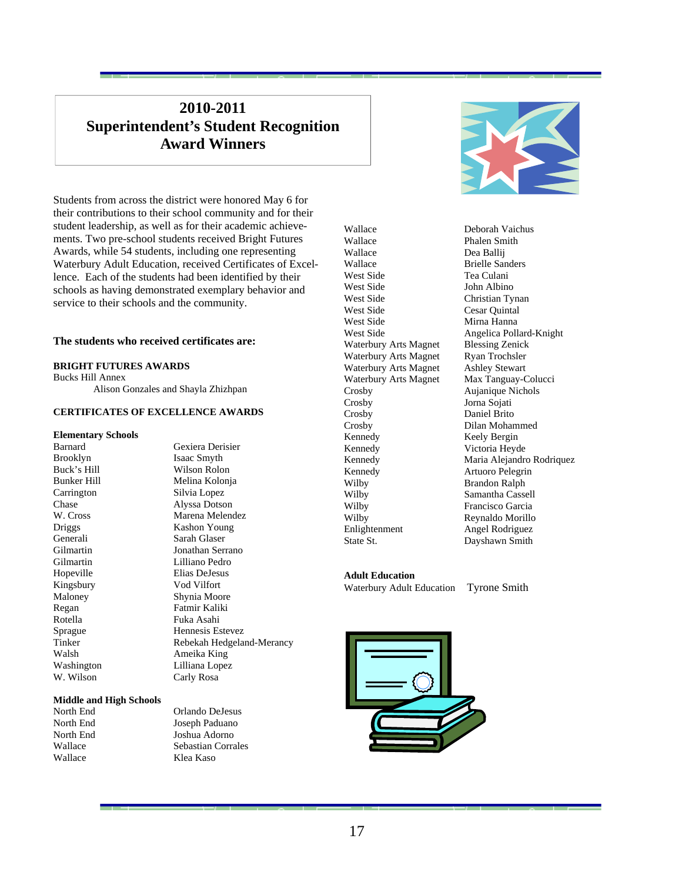# 2010-2011 Superintendent's Student Recognition Award Winners

Students from across the district were honored May 6 for their contributions to their school community and for their student leadership, as well as for their academic achievements. Two pre-school students received Bright Futures Awards, while 54 students, including one representing Waterbury Adult Education, received Certificates of Excellence. Each of the students had been identified by their schools as having demonstrated exemplary behavior and service to their schools and the community.

**The students who received certificates are:**

**BRIGHT FUTURES AWARDS**

Bucks Hill Annex

Alison Gonzales and Shayla Zhizhpan

**CERTIFICATES OF EXCELLENCE AWARDS**

**Elementary Schools**

| School | Student |
|---|---|
| Barnard | Gexiera Derisier |
| Brooklyn | Isaac Smyth |
| Buck's Hill | Wilson Rolon |
| Bunker Hill | Melina Kolonja |
| Carrington | Silvia Lopez |
| Chase | Alyssa Dotson |
| W. Cross | Marena Melendez |
| Driggs | Kashon Young |
| Generali | Sarah Glaser |
| Gilmartin | Jonathan Serrano |
| Gilmartin | Lilliano Pedro |
| Hopeville | Elias DeJesus |
| Kingsbury | Vod Vilfort |
| Maloney | Shynia Moore |
| Regan | Fatmir Kaliki |
| Rotella | Fuka Asahi |
| Sprague | Hennesis Estevez |
| Tinker | Rebekah Hedgeland-Merancy |
| Walsh | Ameika King |
| Washington | Lilliana Lopez |
| W. Wilson | Carly Rosa |

**Middle and High Schools**

| School | Student |
|---|---|
| North End | Orlando DeJesus |
| North End | Joseph Paduano |
| North End | Joshua Adorno |
| Wallace | Sebastian Corrales |
| Wallace | Klea Kaso |
| Wallace | Deborah Vaichus |
| Wallace | Phalen Smith |
| Wallace | Dea Ballij |
| Wallace | Brielle Sanders |
| West Side | Tea Culani |
| West Side | John Albino |
| West Side | Christian Tynan |
| West Side | Cesar Quintal |
| West Side | Mirna Hanna |
| West Side | Angelica Pollard-Knight |
| Waterbury Arts Magnet | Blessing Zenick |
| Waterbury Arts Magnet | Ryan Trochsler |
| Waterbury Arts Magnet | Ashley Stewart |
| Waterbury Arts Magnet | Max Tanguay-Colucci |
| Crosby | Aujanique Nichols |
| Crosby | Jorna Sojati |
| Crosby | Daniel Brito |
| Crosby | Dilan Mohammed |
| Kennedy | Keely Bergin |
| Kennedy | Victoria Heyde |
| Kennedy | Maria Alejandro Rodriquez |
| Kennedy | Artuoro Pelegrin |
| Wilby | Brandon Ralph |
| Wilby | Samantha Cassell |
| Wilby | Francisco Garcia |
| Wilby | Reynaldo Morillo |
| Enlightenment | Angel Rodriguez |
| State St. | Dayshawn Smith |

**Adult Education**

Waterbury Adult Education — Tyrone Smith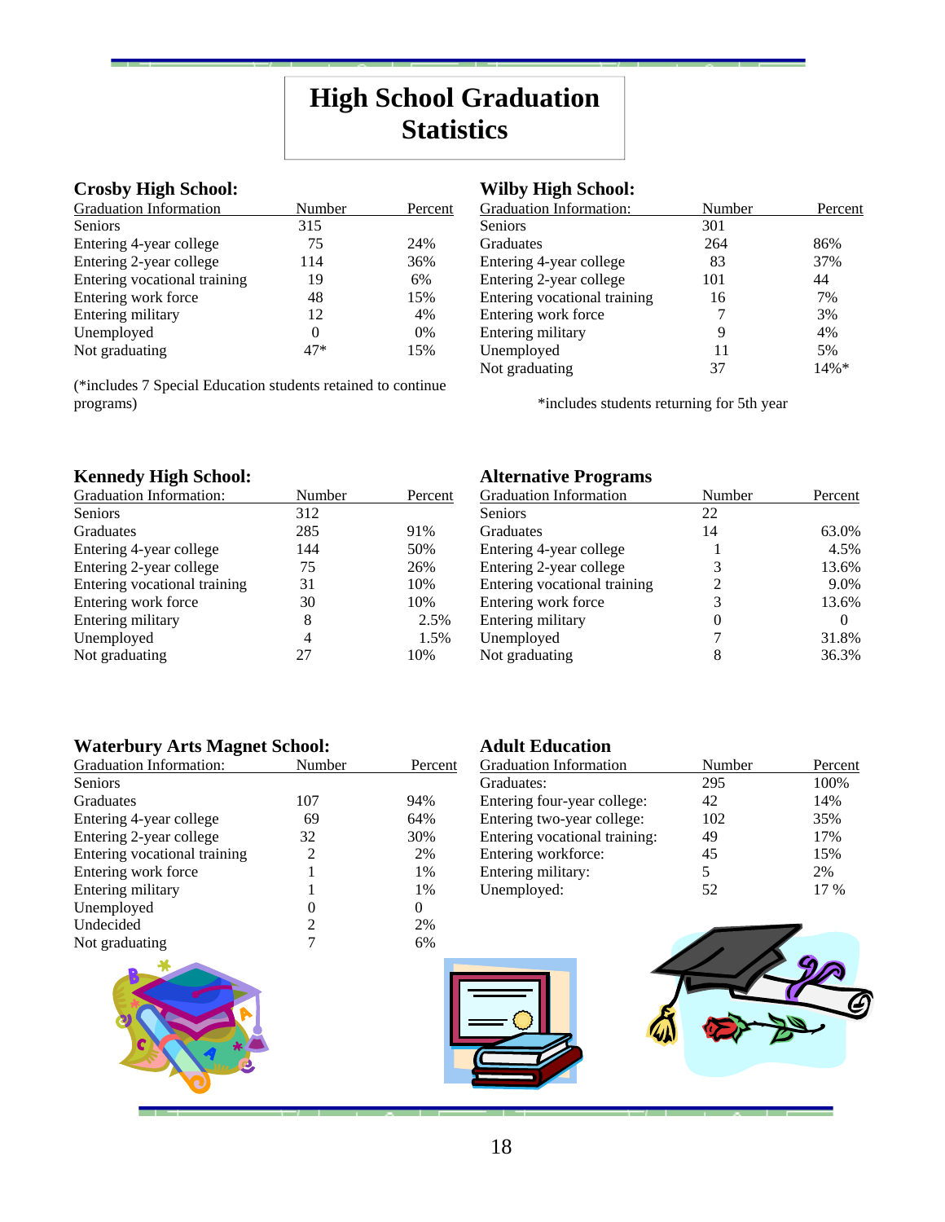# High School Graduation Statistics

## Crosby High School:

| Graduation Information | Number | Percent |
|---|---|---|
| Seniors | 315 | |
| Entering 4-year college | 75 | 24% |
| Entering 2-year college | 114 | 36% |
| Entering vocational training | 19 | 6% |
| Entering work force | 48 | 15% |
| Entering military | 12 | 4% |
| Unemployed | 0 | 0% |
| Not graduating | 47* | 15% |

(*includes 7 Special Education students retained to continue programs)

## Wilby High School:

| Graduation Information: | Number | Percent |
|---|---|---|
| Seniors | 301 | |
| Graduates | 264 | 86% |
| Entering 4-year college | 83 | 37% |
| Entering 2-year college | 101 | 44 |
| Entering vocational training | 16 | 7% |
| Entering work force | 7 | 3% |
| Entering military | 9 | 4% |
| Unemployed | 11 | 5% |
| Not graduating | 37 | 14%* |

*includes students returning for 5th year

## Kennedy High School:

| Graduation Information: | Number | Percent |
|---|---|---|
| Seniors | 312 | |
| Graduates | 285 | 91% |
| Entering 4-year college | 144 | 50% |
| Entering 2-year college | 75 | 26% |
| Entering vocational training | 31 | 10% |
| Entering work force | 30 | 10% |
| Entering military | 8 | 2.5% |
| Unemployed | 4 | 1.5% |
| Not graduating | 27 | 10% |

## Alternative Programs

| Graduation Information | Number | Percent |
|---|---|---|
| Seniors | 22 | |
| Graduates | 14 | 63.0% |
| Entering 4-year college | 1 | 4.5% |
| Entering 2-year college | 3 | 13.6% |
| Entering vocational training | 2 | 9.0% |
| Entering work force | 3 | 13.6% |
| Entering military | 0 | 0 |
| Unemployed | 7 | 31.8% |
| Not graduating | 8 | 36.3% |

## Waterbury Arts Magnet School:

| Graduation Information: | Number | Percent |
|---|---|---|
| Seniors | | |
| Graduates | 107 | 94% |
| Entering 4-year college | 69 | 64% |
| Entering 2-year college | 32 | 30% |
| Entering vocational training | 2 | 2% |
| Entering work force | 1 | 1% |
| Entering military | 1 | 1% |
| Unemployed | 0 | 0 |
| Undecided | 2 | 2% |
| Not graduating | 7 | 6% |

## Adult Education

| Graduation Information | Number | Percent |
|---|---|---|
| Graduates: | 295 | 100% |
| Entering four-year college: | 42 | 14% |
| Entering two-year college: | 102 | 35% |
| Entering vocational training: | 49 | 17% |
| Entering workforce: | 45 | 15% |
| Entering military: | 5 | 2% |
| Unemployed: | 52 | 17 % |